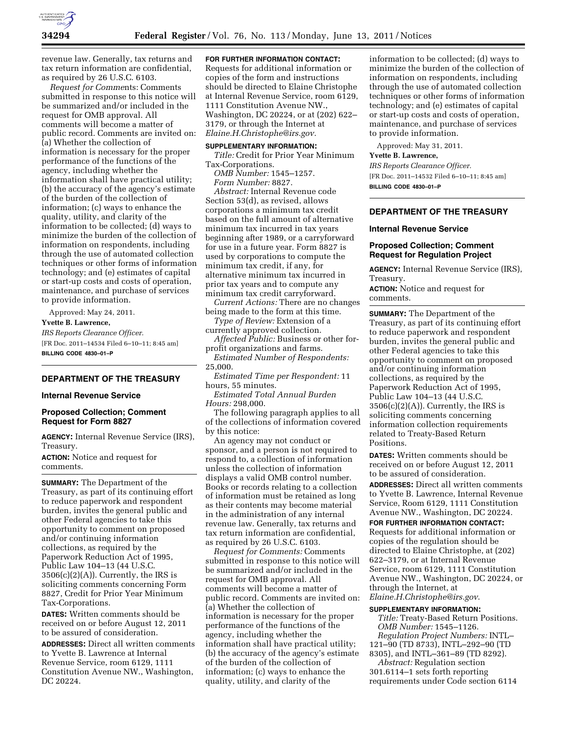revenue law. Generally, tax returns and tax return information are confidential, as required by 26 U.S.C. 6103.

*Request for Comments:* Comments submitted in response to this notice will be summarized and/or included in the request for OMB approval. All comments will become a matter of public record. Comments are invited on: (a) Whether the collection of information is necessary for the proper performance of the functions of the agency, including whether the information shall have practical utility; (b) the accuracy of the agency's estimate of the burden of the collection of information; (c) ways to enhance the quality, utility, and clarity of the information to be collected; (d) ways to minimize the burden of the collection of information on respondents, including through the use of automated collection techniques or other forms of information technology; and (e) estimates of capital or start-up costs and costs of operation, maintenance, and purchase of services to provide information.

Approved: May 24, 2011.

**Yvette B. Lawrence,**

*IRS Reports Clearance Officer.*

[FR Doc. 2011–14534 Filed 6–10–11; 8:45 am]

**BILLING CODE 4830–01–P**

## DEPARTMENT OF THE TREASURY

### Internal Revenue Service

### Proposed Collection; Comment Request for Form 8827

**AGENCY:** Internal Revenue Service (IRS), Treasury.

**ACTION:** Notice and request for comments.

**SUMMARY:** The Department of the Treasury, as part of its continuing effort to reduce paperwork and respondent burden, invites the general public and other Federal agencies to take this opportunity to comment on proposed and/or continuing information collections, as required by the Paperwork Reduction Act of 1995, Public Law 104–13 (44 U.S.C. 3506(c)(2)(A)). Currently, the IRS is soliciting comments concerning Form 8827, Credit for Prior Year Minimum Tax-Corporations.

**DATES:** Written comments should be received on or before August 12, 2011 to be assured of consideration.

**ADDRESSES:** Direct all written comments to Yvette B. Lawrence at Internal Revenue Service, room 6129, 1111 Constitution Avenue NW., Washington, DC 20224.

**FOR FURTHER INFORMATION CONTACT:** Requests for additional information or copies of the form and instructions should be directed to Elaine Christophe at Internal Revenue Service, room 6129, 1111 Constitution Avenue NW., Washington, DC 20224, or at (202) 622–3179, or through the Internet at *Elaine.H.Christophe@irs.gov.*

**SUPPLEMENTARY INFORMATION:**

*Title:* Credit for Prior Year Minimum Tax-Corporations.

*OMB Number:* 1545–1257.

*Form Number:* 8827.

*Abstract:* Internal Revenue code Section 53(d), as revised, allows corporations a minimum tax credit based on the full amount of alternative minimum tax incurred in tax years beginning after 1989, or a carryforward for use in a future year. Form 8827 is used by corporations to compute the minimum tax credit, if any, for alternative minimum tax incurred in prior tax years and to compute any minimum tax credit carryforward.

*Current Actions:* There are no changes being made to the form at this time.

*Type of Review:* Extension of a currently approved collection.

*Affected Public:* Business or other for-profit organizations and farms.

*Estimated Number of Respondents:* 25,000.

*Estimated Time per Respondent:* 11 hours, 55 minutes.

*Estimated Total Annual Burden Hours:* 298,000.

The following paragraph applies to all of the collections of information covered by this notice:

An agency may not conduct or sponsor, and a person is not required to respond to, a collection of information unless the collection of information displays a valid OMB control number. Books or records relating to a collection of information must be retained as long as their contents may become material in the administration of any internal revenue law. Generally, tax returns and tax return information are confidential, as required by 26 U.S.C. 6103.

*Request for Comments:* Comments submitted in response to this notice will be summarized and/or included in the request for OMB approval. All comments will become a matter of public record. Comments are invited on: (a) Whether the collection of information is necessary for the proper performance of the functions of the agency, including whether the information shall have practical utility; (b) the accuracy of the agency's estimate of the burden of the collection of information; (c) ways to enhance the quality, utility, and clarity of the information to be collected; (d) ways to minimize the burden of the collection of information on respondents, including through the use of automated collection techniques or other forms of information technology; and (e) estimates of capital or start-up costs and costs of operation, maintenance, and purchase of services to provide information.

Approved: May 31, 2011.

**Yvette B. Lawrence,**

*IRS Reports Clearance Officer.*

[FR Doc. 2011–14532 Filed 6–10–11; 8:45 am]

**BILLING CODE 4830–01–P**

## DEPARTMENT OF THE TREASURY

### Internal Revenue Service

### Proposed Collection; Comment Request for Regulation Project

**AGENCY:** Internal Revenue Service (IRS), Treasury.

**ACTION:** Notice and request for comments.

**SUMMARY:** The Department of the Treasury, as part of its continuing effort to reduce paperwork and respondent burden, invites the general public and other Federal agencies to take this opportunity to comment on proposed and/or continuing information collections, as required by the Paperwork Reduction Act of 1995, Public Law 104–13 (44 U.S.C. 3506(c)(2)(A)). Currently, the IRS is soliciting comments concerning information collection requirements related to Treaty-Based Return Positions.

**DATES:** Written comments should be received on or before August 12, 2011 to be assured of consideration.

**ADDRESSES:** Direct all written comments to Yvette B. Lawrence, Internal Revenue Service, Room 6129, 1111 Constitution Avenue NW., Washington, DC 20224.

**FOR FURTHER INFORMATION CONTACT:** Requests for additional information or copies of the regulation should be directed to Elaine Christophe, at (202) 622–3179, or at Internal Revenue Service, room 6129, 1111 Constitution Avenue NW., Washington, DC 20224, or through the Internet, at *Elaine.H.Christophe@irs.gov.*

**SUPPLEMENTARY INFORMATION:**

*Title:* Treaty-Based Return Positions.

*OMB Number:* 1545–1126.

*Regulation Project Numbers:* INTL–121–90 (TD 8733), INTL–292–90 (TD 8305), and INTL–361–89 (TD 8292).

*Abstract:* Regulation section 301.6114–1 sets forth reporting requirements under Code section 6114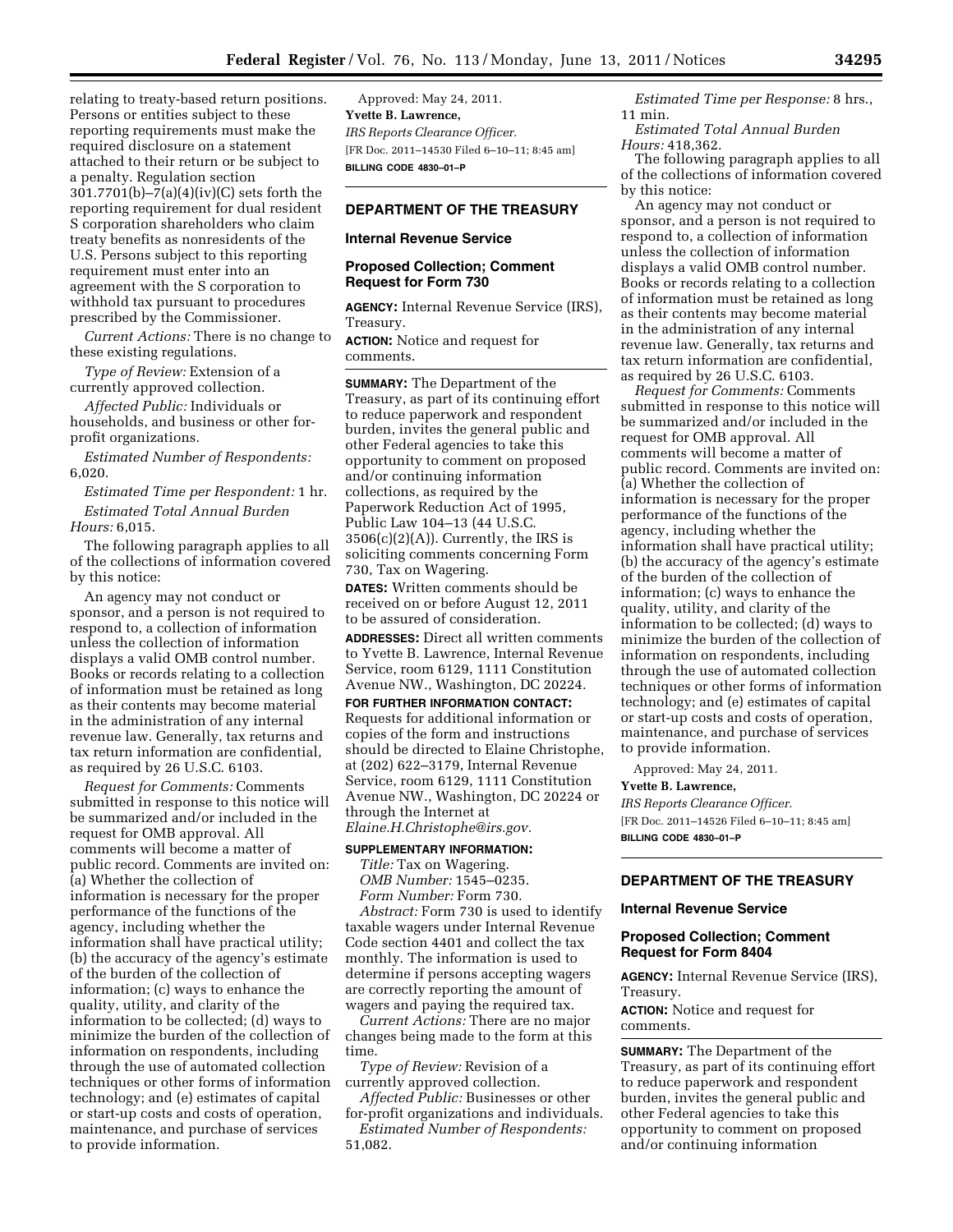relating to treaty-based return positions. Persons or entities subject to these reporting requirements must make the required disclosure on a statement attached to their return or be subject to a penalty. Regulation section 301.7701(b)–7(a)(4)(iv)(C) sets forth the reporting requirement for dual resident S corporation shareholders who claim treaty benefits as nonresidents of the U.S. Persons subject to this reporting requirement must enter into an agreement with the S corporation to withhold tax pursuant to procedures prescribed by the Commissioner.

*Current Actions:* There is no change to these existing regulations.

*Type of Review:* Extension of a currently approved collection.

*Affected Public:* Individuals or households, and business or other for-profit organizations.

*Estimated Number of Respondents:* 6,020.

*Estimated Time per Respondent:* 1 hr.

*Estimated Total Annual Burden Hours:* 6,015.

The following paragraph applies to all of the collections of information covered by this notice:

An agency may not conduct or sponsor, and a person is not required to respond to, a collection of information unless the collection of information displays a valid OMB control number. Books or records relating to a collection of information must be retained as long as their contents may become material in the administration of any internal revenue law. Generally, tax returns and tax return information are confidential, as required by 26 U.S.C. 6103.

*Request for Comments:* Comments submitted in response to this notice will be summarized and/or included in the request for OMB approval. All comments will become a matter of public record. Comments are invited on: (a) Whether the collection of information is necessary for the proper performance of the functions of the agency, including whether the information shall have practical utility; (b) the accuracy of the agency's estimate of the burden of the collection of information; (c) ways to enhance the quality, utility, and clarity of the information to be collected; (d) ways to minimize the burden of the collection of information on respondents, including through the use of automated collection techniques or other forms of information technology; and (e) estimates of capital or start-up costs and costs of operation, maintenance, and purchase of services to provide information.

Approved: May 24, 2011.

**Yvette B. Lawrence,**

*IRS Reports Clearance Officer.*

[FR Doc. 2011–14530 Filed 6–10–11; 8:45 am]

**BILLING CODE 4830–01–P**

---

## DEPARTMENT OF THE TREASURY

### Internal Revenue Service

### Proposed Collection; Comment Request for Form 730

**AGENCY:** Internal Revenue Service (IRS), Treasury.

**ACTION:** Notice and request for comments.

**SUMMARY:** The Department of the Treasury, as part of its continuing effort to reduce paperwork and respondent burden, invites the general public and other Federal agencies to take this opportunity to comment on proposed and/or continuing information collections, as required by the Paperwork Reduction Act of 1995, Public Law 104–13 (44 U.S.C. 3506(c)(2)(A)). Currently, the IRS is soliciting comments concerning Form 730, Tax on Wagering.

**DATES:** Written comments should be received on or before August 12, 2011 to be assured of consideration.

**ADDRESSES:** Direct all written comments to Yvette B. Lawrence, Internal Revenue Service, room 6129, 1111 Constitution Avenue NW., Washington, DC 20224.

**FOR FURTHER INFORMATION CONTACT:** Requests for additional information or copies of the form and instructions should be directed to Elaine Christophe, at (202) 622–3179, Internal Revenue Service, room 6129, 1111 Constitution Avenue NW., Washington, DC 20224 or through the Internet at *Elaine.H.Christophe@irs.gov.*

**SUPPLEMENTARY INFORMATION:**

*Title:* Tax on Wagering.

*OMB Number:* 1545–0235.

*Form Number:* Form 730.

*Abstract:* Form 730 is used to identify taxable wagers under Internal Revenue Code section 4401 and collect the tax monthly. The information is used to determine if persons accepting wagers are correctly reporting the amount of wagers and paying the required tax.

*Current Actions:* There are no major changes being made to the form at this time.

*Type of Review:* Revision of a currently approved collection.

*Affected Public:* Businesses or other for-profit organizations and individuals.

*Estimated Number of Respondents:* 51,082.

*Estimated Time per Response:* 8 hrs., 11 min.

*Estimated Total Annual Burden Hours:* 418,362.

The following paragraph applies to all of the collections of information covered by this notice:

An agency may not conduct or sponsor, and a person is not required to respond to, a collection of information unless the collection of information displays a valid OMB control number. Books or records relating to a collection of information must be retained as long as their contents may become material in the administration of any internal revenue law. Generally, tax returns and tax return information are confidential, as required by 26 U.S.C. 6103.

*Request for Comments:* Comments submitted in response to this notice will be summarized and/or included in the request for OMB approval. All comments will become a matter of public record. Comments are invited on: (a) Whether the collection of information is necessary for the proper performance of the functions of the agency, including whether the information shall have practical utility; (b) the accuracy of the agency's estimate of the burden of the collection of information; (c) ways to enhance the quality, utility, and clarity of the information to be collected; (d) ways to minimize the burden of the collection of information on respondents, including through the use of automated collection techniques or other forms of information technology; and (e) estimates of capital or start-up costs and costs of operation, maintenance, and purchase of services to provide information.

Approved: May 24, 2011.

**Yvette B. Lawrence,**

*IRS Reports Clearance Officer.*

[FR Doc. 2011–14526 Filed 6–10–11; 8:45 am]

**BILLING CODE 4830–01–P**

---

## DEPARTMENT OF THE TREASURY

### Internal Revenue Service

### Proposed Collection; Comment Request for Form 8404

**AGENCY:** Internal Revenue Service (IRS), Treasury.

**ACTION:** Notice and request for comments.

**SUMMARY:** The Department of the Treasury, as part of its continuing effort to reduce paperwork and respondent burden, invites the general public and other Federal agencies to take this opportunity to comment on proposed and/or continuing information